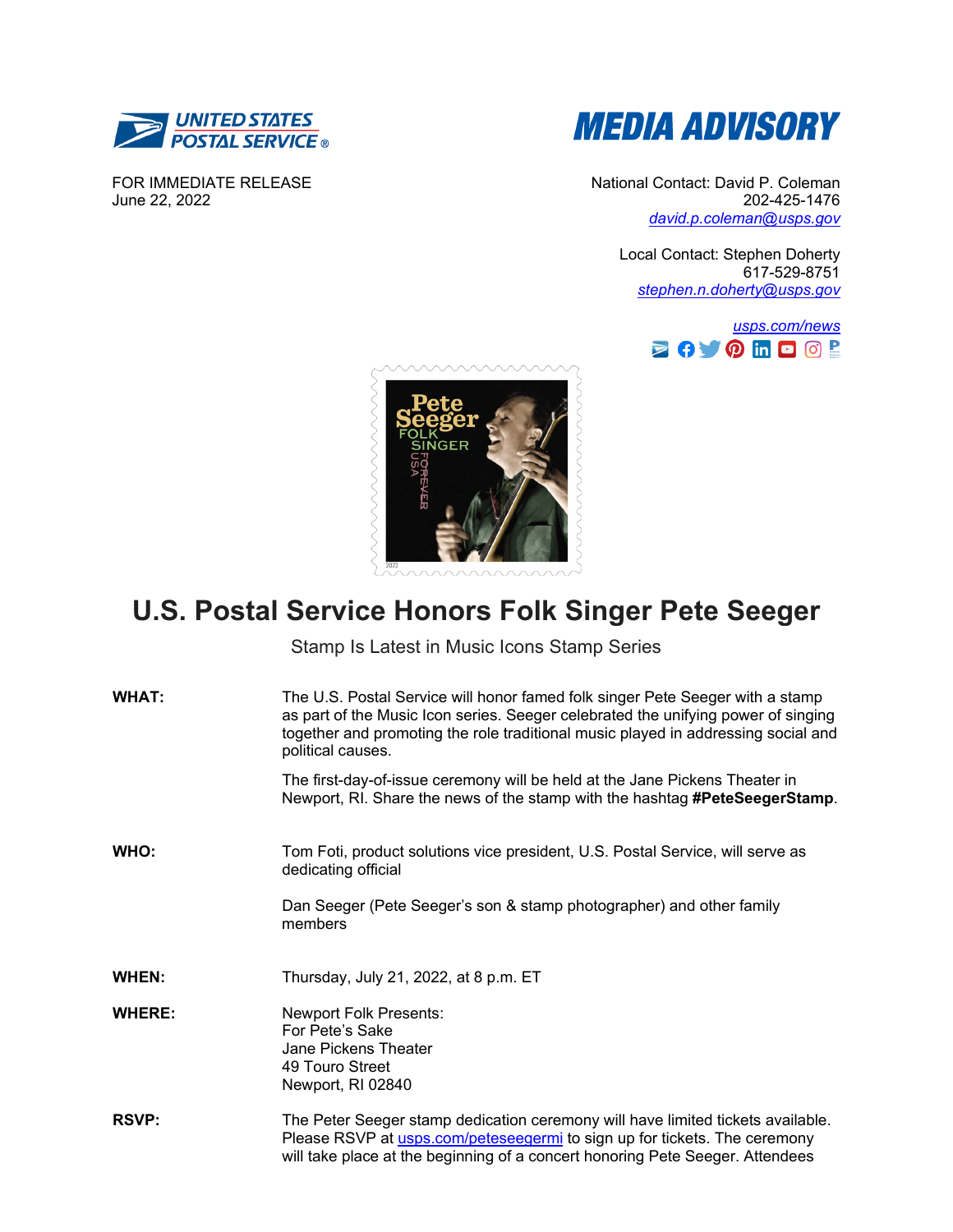UNITED STATES POSTAL SERVICE®

# MEDIA ADVISORY

FOR IMMEDIATE RELEASE
June 22, 2022

National Contact: David P. Coleman
202-425-1476
david.p.coleman@usps.gov

Local Contact: Stephen Doherty
617-529-8751
stephen.n.doherty@usps.gov

usps.com/news

# U.S. Postal Service Honors Folk Singer Pete Seeger

Stamp Is Latest in Music Icons Stamp Series

**WHAT:** The U.S. Postal Service will honor famed folk singer Pete Seeger with a stamp as part of the Music Icon series. Seeger celebrated the unifying power of singing together and promoting the role traditional music played in addressing social and political causes.

The first-day-of-issue ceremony will be held at the Jane Pickens Theater in Newport, RI. Share the news of the stamp with the hashtag **#PeteSeegerStamp**.

**WHO:** Tom Foti, product solutions vice president, U.S. Postal Service, will serve as dedicating official

Dan Seeger (Pete Seeger's son & stamp photographer) and other family members

**WHEN:** Thursday, July 21, 2022, at 8 p.m. ET

**WHERE:** Newport Folk Presents:
For Pete's Sake
Jane Pickens Theater
49 Touro Street
Newport, RI 02840

**RSVP:** The Peter Seeger stamp dedication ceremony will have limited tickets available. Please RSVP at usps.com/peteseegermi to sign up for tickets. The ceremony will take place at the beginning of a concert honoring Pete Seeger. Attendees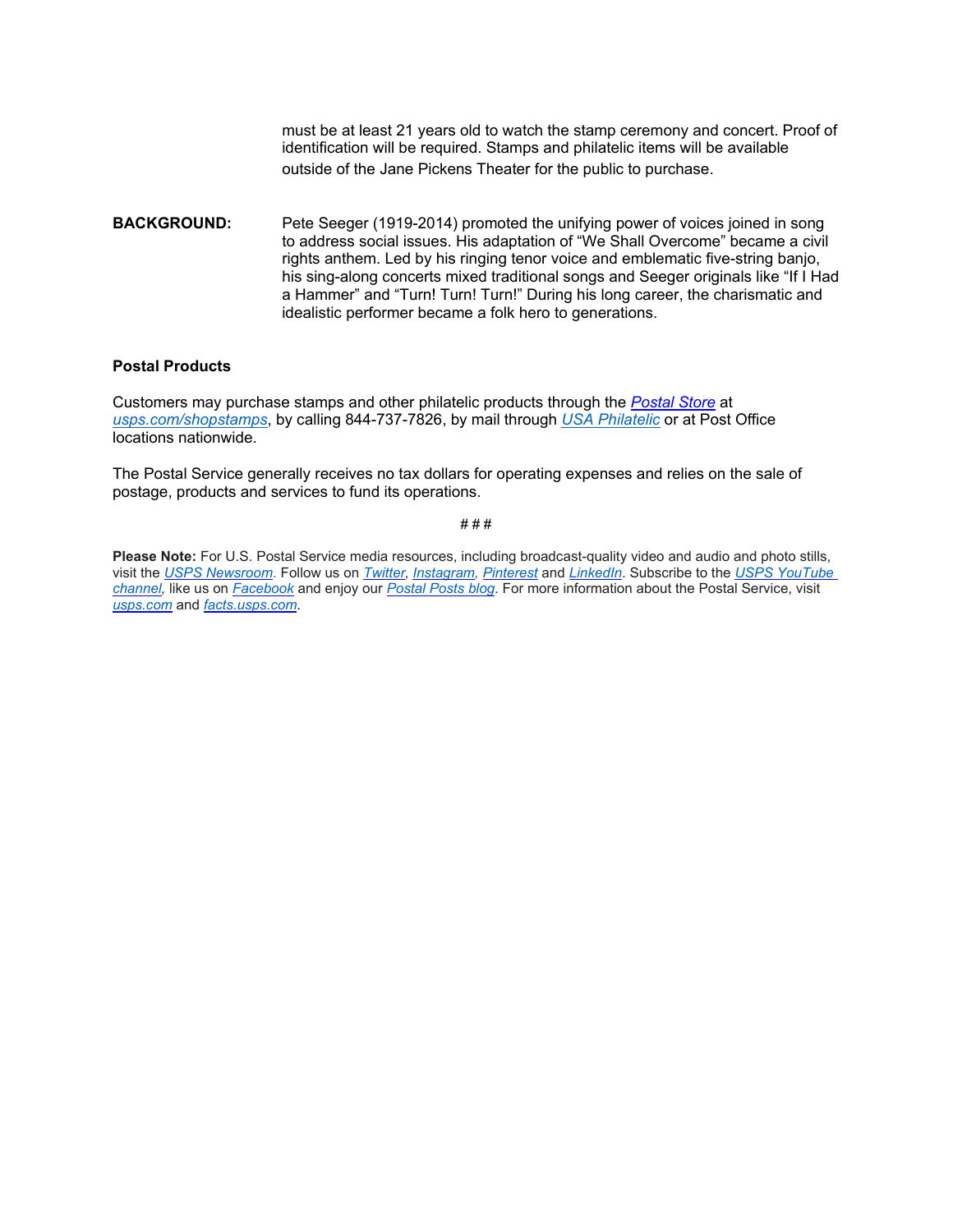must be at least 21 years old to watch the stamp ceremony and concert. Proof of identification will be required. Stamps and philatelic items will be available outside of the Jane Pickens Theater for the public to purchase.

**BACKGROUND:** Pete Seeger (1919-2014) promoted the unifying power of voices joined in song to address social issues. His adaptation of "We Shall Overcome" became a civil rights anthem. Led by his ringing tenor voice and emblematic five-string banjo, his sing-along concerts mixed traditional songs and Seeger originals like "If I Had a Hammer" and "Turn! Turn! Turn!" During his long career, the charismatic and idealistic performer became a folk hero to generations.

**Postal Products**

Customers may purchase stamps and other philatelic products through the *Postal Store* at *usps.com/shopstamps*, by calling 844-737-7826, by mail through *USA Philatelic* or at Post Office locations nationwide.

The Postal Service generally receives no tax dollars for operating expenses and relies on the sale of postage, products and services to fund its operations.

# # #

**Please Note:** For U.S. Postal Service media resources, including broadcast-quality video and audio and photo stills, visit the *USPS Newsroom*. Follow us on *Twitter*, *Instagram*, *Pinterest* and *LinkedIn*. Subscribe to the *USPS YouTube channel*, like us on *Facebook* and enjoy our *Postal Posts blog*. For more information about the Postal Service, visit *usps.com* and *facts.usps.com*.